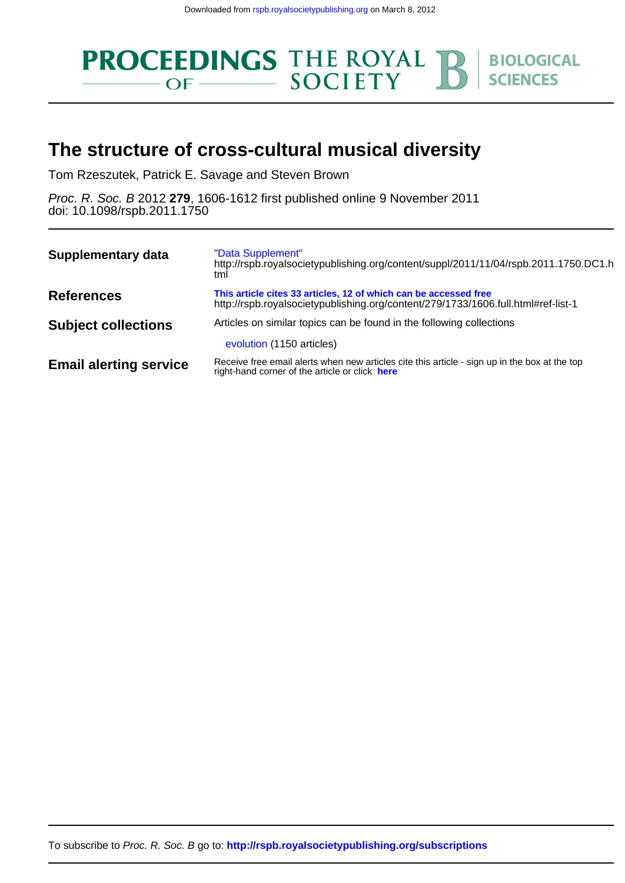Downloaded from rspb.royalsocietypublishing.org on March 8, 2012

# The structure of cross-cultural musical diversity

Tom Rzeszutek, Patrick E. Savage and Steven Brown

*Proc. R. Soc. B* 2012 **279**, 1606-1612 first published online 9 November 2011
doi: 10.1098/rspb.2011.1750

| | |
|---|---|
| **Supplementary data** | "Data Supplement" http://rspb.royalsocietypublishing.org/content/suppl/2011/11/04/rspb.2011.1750.DC1.html |
| **References** | **This article cites 33 articles, 12 of which can be accessed free** http://rspb.royalsocietypublishing.org/content/279/1733/1606.full.html#ref-list-1 |
| **Subject collections** | Articles on similar topics can be found in the following collections<br>evolution (1150 articles) |
| **Email alerting service** | Receive free email alerts when new articles cite this article - sign up in the box at the top right-hand corner of the article or click **here** |

To subscribe to *Proc. R. Soc. B* go to: **http://rspb.royalsocietypublishing.org/subscriptions**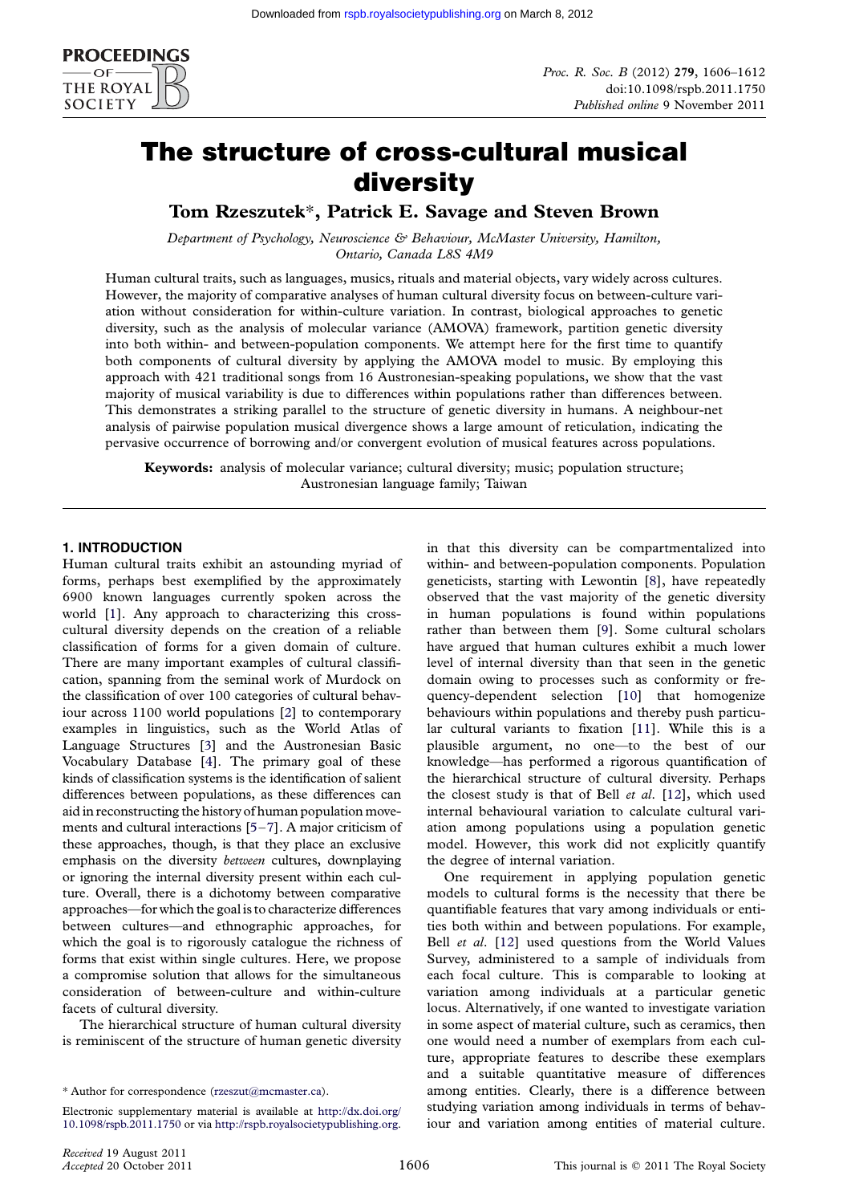# The structure of cross-cultural musical diversity

**Tom Rzeszutek***, **Patrick E. Savage** and **Steven Brown**

*Department of Psychology, Neuroscience & Behaviour, McMaster University, Hamilton, Ontario, Canada L8S 4M9*

Human cultural traits, such as languages, musics, rituals and material objects, vary widely across cultures. However, the majority of comparative analyses of human cultural diversity focus on between-culture variation without consideration for within-culture variation. In contrast, biological approaches to genetic diversity, such as the analysis of molecular variance (AMOVA) framework, partition genetic diversity into both within- and between-population components. We attempt here for the first time to quantify both components of cultural diversity by applying the AMOVA model to music. By employing this approach with 421 traditional songs from 16 Austronesian-speaking populations, we show that the vast majority of musical variability is due to differences within populations rather than differences between. This demonstrates a striking parallel to the structure of genetic diversity in humans. A neighbour-net analysis of pairwise population musical divergence shows a large amount of reticulation, indicating the pervasive occurrence of borrowing and/or convergent evolution of musical features across populations.

**Keywords:** analysis of molecular variance; cultural diversity; music; population structure; Austronesian language family; Taiwan

## 1. INTRODUCTION

Human cultural traits exhibit an astounding myriad of forms, perhaps best exemplified by the approximately 6900 known languages currently spoken across the world [1]. Any approach to characterizing this cross-cultural diversity depends on the creation of a reliable classification of forms for a given domain of culture. There are many important examples of cultural classification, spanning from the seminal work of Murdock on the classification of over 100 categories of cultural behaviour across 1100 world populations [2] to contemporary examples in linguistics, such as the World Atlas of Language Structures [3] and the Austronesian Basic Vocabulary Database [4]. The primary goal of these kinds of classification systems is the identification of salient differences between populations, as these differences can aid in reconstructing the history of human population movements and cultural interactions [5–7]. A major criticism of these approaches, though, is that they place an exclusive emphasis on the diversity *between* cultures, downplaying or ignoring the internal diversity present within each culture. Overall, there is a dichotomy between comparative approaches—for which the goal is to characterize differences between cultures—and ethnographic approaches, for which the goal is to rigorously catalogue the richness of forms that exist within single cultures. Here, we propose a compromise solution that allows for the simultaneous consideration of between-culture and within-culture facets of cultural diversity.

The hierarchical structure of human cultural diversity is reminiscent of the structure of human genetic diversity in that this diversity can be compartmentalized into within- and between-population components. Population geneticists, starting with Lewontin [8], have repeatedly observed that the vast majority of the genetic diversity in human populations is found within populations rather than between them [9]. Some cultural scholars have argued that human cultures exhibit a much lower level of internal diversity than that seen in the genetic domain owing to processes such as conformity or frequency-dependent selection [10] that homogenize behaviours within populations and thereby push particular cultural variants to fixation [11]. While this is a plausible argument, no one—to the best of our knowledge—has performed a rigorous quantification of the hierarchical structure of cultural diversity. Perhaps the closest study is that of Bell *et al.* [12], which used internal behavioural variation to calculate cultural variation among populations using a population genetic model. However, this work did not explicitly quantify the degree of internal variation.

One requirement in applying population genetic models to cultural forms is the necessity that there be quantifiable features that vary among individuals or entities both within and between populations. For example, Bell *et al.* [12] used questions from the World Values Survey, administered to a sample of individuals from each focal culture. This is comparable to looking at variation among individuals at a particular genetic locus. Alternatively, if one wanted to investigate variation in some aspect of material culture, such as ceramics, then one would need a number of exemplars from each culture, appropriate features to describe these exemplars and a suitable quantitative measure of differences among entities. Clearly, there is a difference between studying variation among individuals in terms of behaviour and variation among entities of material culture.

\* Author for correspondence (rzeszut@mcmaster.ca).

Electronic supplementary material is available at http://dx.doi.org/10.1098/rspb.2011.1750 or via http://rspb.royalsocietypublishing.org.

Received 19 August 2011
Accepted 20 October 2011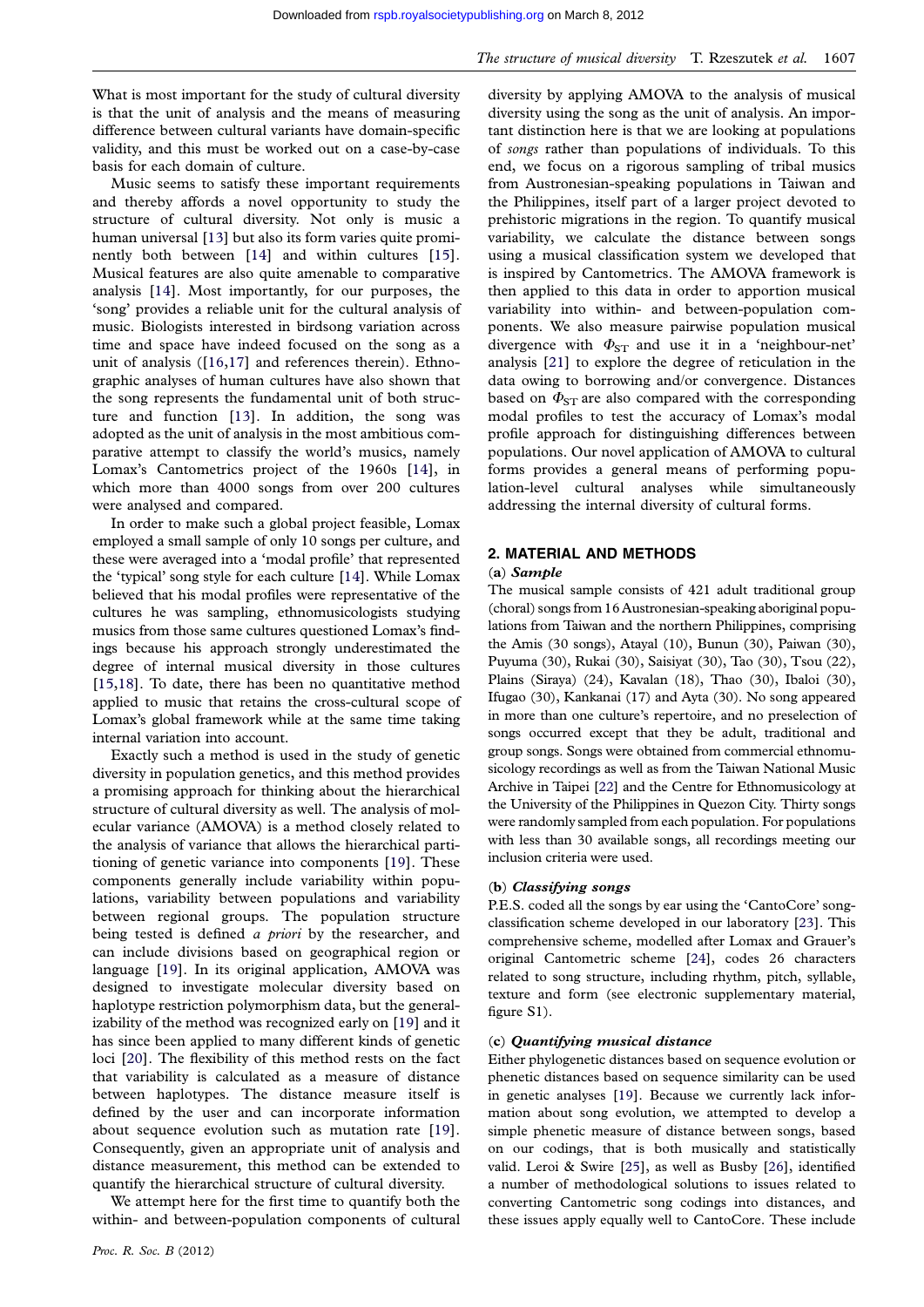What is most important for the study of cultural diversity is that the unit of analysis and the means of measuring difference between cultural variants have domain-specific validity, and this must be worked out on a case-by-case basis for each domain of culture.

Music seems to satisfy these important requirements and thereby affords a novel opportunity to study the structure of cultural diversity. Not only is music a human universal [13] but also its form varies quite prominently both between [14] and within cultures [15]. Musical features are also quite amenable to comparative analysis [14]. Most importantly, for our purposes, the 'song' provides a reliable unit for the cultural analysis of music. Biologists interested in birdsong variation across time and space have indeed focused on the song as a unit of analysis ([16,17] and references therein). Ethnographic analyses of human cultures have also shown that the song represents the fundamental unit of both structure and function [13]. In addition, the song was adopted as the unit of analysis in the most ambitious comparative attempt to classify the world's musics, namely Lomax's Cantometrics project of the 1960s [14], in which more than 4000 songs from over 200 cultures were analysed and compared.

In order to make such a global project feasible, Lomax employed a small sample of only 10 songs per culture, and these were averaged into a 'modal profile' that represented the 'typical' song style for each culture [14]. While Lomax believed that his modal profiles were representative of the cultures he was sampling, ethnomusicologists studying musics from those same cultures questioned Lomax's findings because his approach strongly underestimated the degree of internal musical diversity in those cultures [15,18]. To date, there has been no quantitative method applied to music that retains the cross-cultural scope of Lomax's global framework while at the same time taking internal variation into account.

Exactly such a method is used in the study of genetic diversity in population genetics, and this method provides a promising approach for thinking about the hierarchical structure of cultural diversity as well. The analysis of molecular variance (AMOVA) is a method closely related to the analysis of variance that allows the hierarchical partitioning of genetic variance into components [19]. These components generally include variability within populations, variability between populations and variability between regional groups. The population structure being tested is defined *a priori* by the researcher, and can include divisions based on geographical region or language [19]. In its original application, AMOVA was designed to investigate molecular diversity based on haplotype restriction polymorphism data, but the generalizability of the method was recognized early on [19] and it has since been applied to many different kinds of genetic loci [20]. The flexibility of this method rests on the fact that variability is calculated as a measure of distance between haplotypes. The distance measure itself is defined by the user and can incorporate information about sequence evolution such as mutation rate [19]. Consequently, given an appropriate unit of analysis and distance measurement, this method can be extended to quantify the hierarchical structure of cultural diversity.

We attempt here for the first time to quantify both the within- and between-population components of cultural diversity by applying AMOVA to the analysis of musical diversity using the song as the unit of analysis. An important distinction here is that we are looking at populations of *songs* rather than populations of individuals. To this end, we focus on a rigorous sampling of tribal musics from Austronesian-speaking populations in Taiwan and the Philippines, itself part of a larger project devoted to prehistoric migrations in the region. To quantify musical variability, we calculate the distance between songs using a musical classification system we developed that is inspired by Cantometrics. The AMOVA framework is then applied to this data in order to apportion musical variability into within- and between-population components. We also measure pairwise population musical divergence with $\Phi_{ST}$ and use it in a 'neighbour-net' analysis [21] to explore the degree of reticulation in the data owing to borrowing and/or convergence. Distances based on $\Phi_{ST}$ are also compared with the corresponding modal profiles to test the accuracy of Lomax's modal profile approach for distinguishing differences between populations. Our novel application of AMOVA to cultural forms provides a general means of performing population-level cultural analyses while simultaneously addressing the internal diversity of cultural forms.

## 2. MATERIAL AND METHODS

### (a) *Sample*

The musical sample consists of 421 adult traditional group (choral) songs from 16 Austronesian-speaking aboriginal populations from Taiwan and the northern Philippines, comprising the Amis (30 songs), Atayal (10), Bunun (30), Paiwan (30), Puyuma (30), Rukai (30), Saisiyat (30), Tao (30), Tsou (22), Plains (Siraya) (24), Kavalan (18), Thao (30), Ibaloi (30), Ifugao (30), Kankanai (17) and Ayta (30). No song appeared in more than one culture's repertoire, and no preselection of songs occurred except that they be adult, traditional and group songs. Songs were obtained from commercial ethnomusicology recordings as well as from the Taiwan National Music Archive in Taipei [22] and the Centre for Ethnomusicology at the University of the Philippines in Quezon City. Thirty songs were randomly sampled from each population. For populations with less than 30 available songs, all recordings meeting our inclusion criteria were used.

### (b) *Classifying songs*

P.E.S. coded all the songs by ear using the 'CantoCore' song-classification scheme developed in our laboratory [23]. This comprehensive scheme, modelled after Lomax and Grauer's original Cantometric scheme [24], codes 26 characters related to song structure, including rhythm, pitch, syllable, texture and form (see electronic supplementary material, figure S1).

### (c) *Quantifying musical distance*

Either phylogenetic distances based on sequence evolution or phenetic distances based on sequence similarity can be used in genetic analyses [19]. Because we currently lack information about song evolution, we attempted to develop a simple phenetic measure of distance between songs, based on our codings, that is both musically and statistically valid. Leroi & Swire [25], as well as Busby [26], identified a number of methodological solutions to issues related to converting Cantometric song codings into distances, and these issues apply equally well to CantoCore. These include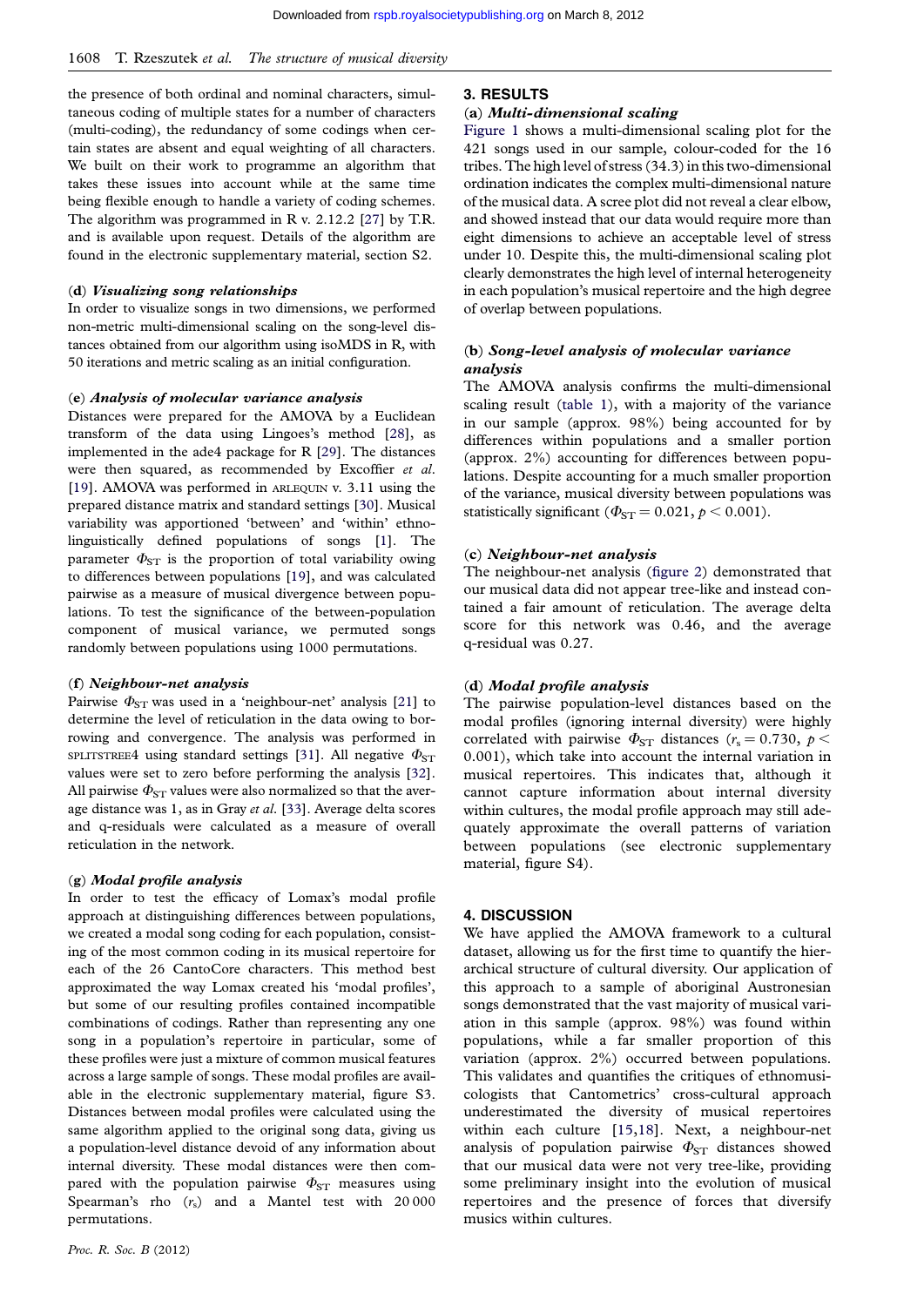the presence of both ordinal and nominal characters, simultaneous coding of multiple states for a number of characters (multi-coding), the redundancy of some codings when certain states are absent and equal weighting of all characters. We built on their work to programme an algorithm that takes these issues into account while at the same time being flexible enough to handle a variety of coding schemes. The algorithm was programmed in R v. 2.12.2 [27] by T.R. and is available upon request. Details of the algorithm are found in the electronic supplementary material, section S2.

### (d) *Visualizing song relationships*

In order to visualize songs in two dimensions, we performed non-metric multi-dimensional scaling on the song-level distances obtained from our algorithm using isoMDS in R, with 50 iterations and metric scaling as an initial configuration.

### (e) *Analysis of molecular variance analysis*

Distances were prepared for the AMOVA by a Euclidean transform of the data using Lingoes's method [28], as implemented in the ade4 package for R [29]. The distances were then squared, as recommended by Excoffier *et al.* [19]. AMOVA was performed in ARLEQUIN v. 3.11 using the prepared distance matrix and standard settings [30]. Musical variability was apportioned 'between' and 'within' ethnolinguistically defined populations of songs [1]. The parameter $\Phi_{ST}$ is the proportion of total variability owing to differences between populations [19], and was calculated pairwise as a measure of musical divergence between populations. To test the significance of the between-population component of musical variance, we permuted songs randomly between populations using 1000 permutations.

### (f) *Neighbour-net analysis*

Pairwise $\Phi_{ST}$ was used in a 'neighbour-net' analysis [21] to determine the level of reticulation in the data owing to borrowing and convergence. The analysis was performed in SPLITSTREE4 using standard settings [31]. All negative $\Phi_{ST}$ values were set to zero before performing the analysis [32]. All pairwise $\Phi_{ST}$ values were also normalized so that the average distance was 1, as in Gray *et al.* [33]. Average delta scores and q-residuals were calculated as a measure of overall reticulation in the network.

### (g) *Modal profile analysis*

In order to test the efficacy of Lomax's modal profile approach at distinguishing differences between populations, we created a modal song coding for each population, consisting of the most common coding in its musical repertoire for each of the 26 CantoCore characters. This method best approximated the way Lomax created his 'modal profiles', but some of our resulting profiles contained incompatible combinations of codings. Rather than representing any one song in a population's repertoire in particular, some of these profiles were just a mixture of common musical features across a large sample of songs. These modal profiles are available in the electronic supplementary material, figure S3. Distances between modal profiles were calculated using the same algorithm applied to the original song data, giving us a population-level distance devoid of any information about internal diversity. These modal distances were then compared with the population pairwise $\Phi_{ST}$ measures using Spearman's rho ($r_s$) and a Mantel test with 20 000 permutations.

## 3. RESULTS

### (a) *Multi-dimensional scaling*

Figure 1 shows a multi-dimensional scaling plot for the 421 songs used in our sample, colour-coded for the 16 tribes. The high level of stress (34.3) in this two-dimensional ordination indicates the complex multi-dimensional nature of the musical data. A scree plot did not reveal a clear elbow, and showed instead that our data would require more than eight dimensions to achieve an acceptable level of stress under 10. Despite this, the multi-dimensional scaling plot clearly demonstrates the high level of internal heterogeneity in each population's musical repertoire and the high degree of overlap between populations.

### (b) *Song-level analysis of molecular variance analysis*

The AMOVA analysis confirms the multi-dimensional scaling result (table 1), with a majority of the variance in our sample (approx. 98%) being accounted for by differences within populations and a smaller portion (approx. 2%) accounting for differences between populations. Despite accounting for a much smaller proportion of the variance, musical diversity between populations was statistically significant ($\Phi_{ST} = 0.021$, $p < 0.001$).

### (c) *Neighbour-net analysis*

The neighbour-net analysis (figure 2) demonstrated that our musical data did not appear tree-like and instead contained a fair amount of reticulation. The average delta score for this network was 0.46, and the average q-residual was 0.27.

### (d) *Modal profile analysis*

The pairwise population-level distances based on the modal profiles (ignoring internal diversity) were highly correlated with pairwise $\Phi_{ST}$ distances ($r_s = 0.730$, $p < 0.001$), which take into account the internal variation in musical repertoires. This indicates that, although it cannot capture information about internal diversity within cultures, the modal profile approach may still adequately approximate the overall patterns of variation between populations (see electronic supplementary material, figure S4).

## 4. DISCUSSION

We have applied the AMOVA framework to a cultural dataset, allowing us for the first time to quantify the hierarchical structure of cultural diversity. Our application of this approach to a sample of aboriginal Austronesian songs demonstrated that the vast majority of musical variation in this sample (approx. 98%) was found within populations, while a far smaller proportion of this variation (approx. 2%) occurred between populations. This validates and quantifies the critiques of ethnomusicologists that Cantometrics' cross-cultural approach underestimated the diversity of musical repertoires within each culture [15,18]. Next, a neighbour-net analysis of population pairwise $\Phi_{ST}$ distances showed that our musical data were not very tree-like, providing some preliminary insight into the evolution of musical repertoires and the presence of forces that diversify musics within cultures.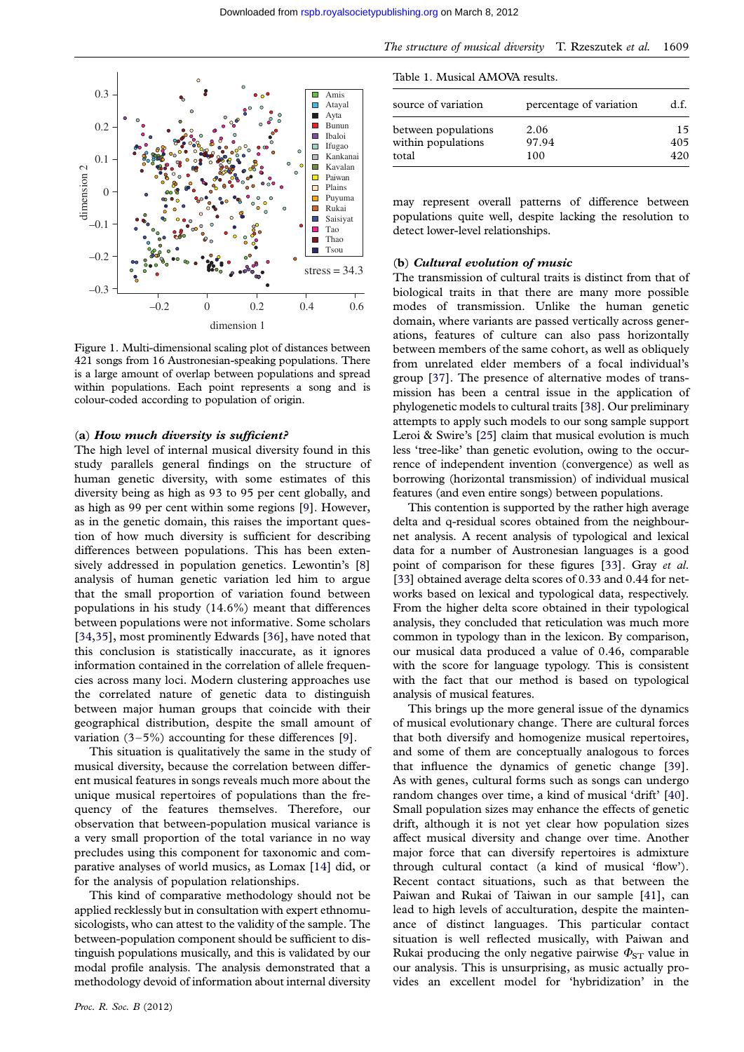Figure 1. Multi-dimensional scaling plot of distances between 421 songs from 16 Austronesian-speaking populations. There is a large amount of overlap between populations and spread within populations. Each point represents a song and is colour-coded according to population of origin.

### (a) *How much diversity is sufficient?*

The high level of internal musical diversity found in this study parallels general findings on the structure of human genetic diversity, with some estimates of this diversity being as high as 93 to 95 per cent globally, and as high as 99 per cent within some regions [9]. However, as in the genetic domain, this raises the important question of how much diversity is sufficient for describing differences between populations. This has been extensively addressed in population genetics. Lewontin's [8] analysis of human genetic variation led him to argue that the small proportion of variation found between populations in his study (14.6%) meant that differences between populations were not informative. Some scholars [34,35], most prominently Edwards [36], have noted that this conclusion is statistically inaccurate, as it ignores information contained in the correlation of allele frequencies across many loci. Modern clustering approaches use the correlated nature of genetic data to distinguish between major human groups that coincide with their geographical distribution, despite the small amount of variation (3–5%) accounting for these differences [9].

This situation is qualitatively the same in the study of musical diversity, because the correlation between different musical features in songs reveals much more about the unique musical repertoires of populations than the frequency of the features themselves. Therefore, our observation that between-population musical variance is a very small proportion of the total variance in no way precludes using this component for taxonomic and comparative analyses of world musics, as Lomax [14] did, or for the analysis of population relationships.

This kind of comparative methodology should not be applied recklessly but in consultation with expert ethnomusicologists, who can attest to the validity of the sample. The between-population component should be sufficient to distinguish populations musically, and this is validated by our modal profile analysis. The analysis demonstrated that a methodology devoid of information about internal diversity

Table 1. Musical AMOVA results.

| source of variation | percentage of variation | d.f. |
|---|---|---|
| between populations | 2.06 | 15 |
| within populations | 97.94 | 405 |
| total | 100 | 420 |

may represent overall patterns of difference between populations quite well, despite lacking the resolution to detect lower-level relationships.

### (b) *Cultural evolution of music*

The transmission of cultural traits is distinct from that of biological traits in that there are many more possible modes of transmission. Unlike the human genetic domain, where variants are passed vertically across generations, features of culture can also pass horizontally between members of the same cohort, as well as obliquely from unrelated elder members of a focal individual's group [37]. The presence of alternative modes of transmission has been a central issue in the application of phylogenetic models to cultural traits [38]. Our preliminary attempts to apply such models to our song sample support Leroi & Swire's [25] claim that musical evolution is much less 'tree-like' than genetic evolution, owing to the occurrence of independent invention (convergence) as well as borrowing (horizontal transmission) of individual musical features (and even entire songs) between populations.

This contention is supported by the rather high average delta and q-residual scores obtained from the neighbour-net analysis. A recent analysis of typological and lexical data for a number of Austronesian languages is a good point of comparison for these figures [33]. Gray *et al.* [33] obtained average delta scores of 0.33 and 0.44 for networks based on lexical and typological data, respectively. From the higher delta score obtained in their typological analysis, they concluded that reticulation was much more common in typology than in the lexicon. By comparison, our musical data produced a value of 0.46, comparable with the score for language typology. This is consistent with the fact that our method is based on typological analysis of musical features.

This brings up the more general issue of the dynamics of musical evolutionary change. There are cultural forces that both diversify and homogenize musical repertoires, and some of them are conceptually analogous to forces that influence the dynamics of genetic change [39]. As with genes, cultural forms such as songs can undergo random changes over time, a kind of musical 'drift' [40]. Small population sizes may enhance the effects of genetic drift, although it is not yet clear how population sizes affect musical diversity and change over time. Another major force that can diversify repertoires is admixture through cultural contact (a kind of musical 'flow'). Recent contact situations, such as that between the Paiwan and Rukai of Taiwan in our sample [41], can lead to high levels of acculturation, despite the maintenance of distinct languages. This particular contact situation is well reflected musically, with Paiwan and Rukai producing the only negative pairwise $\Phi_{ST}$ value in our analysis. This is unsurprising, as music actually provides an excellent model for 'hybridization' in the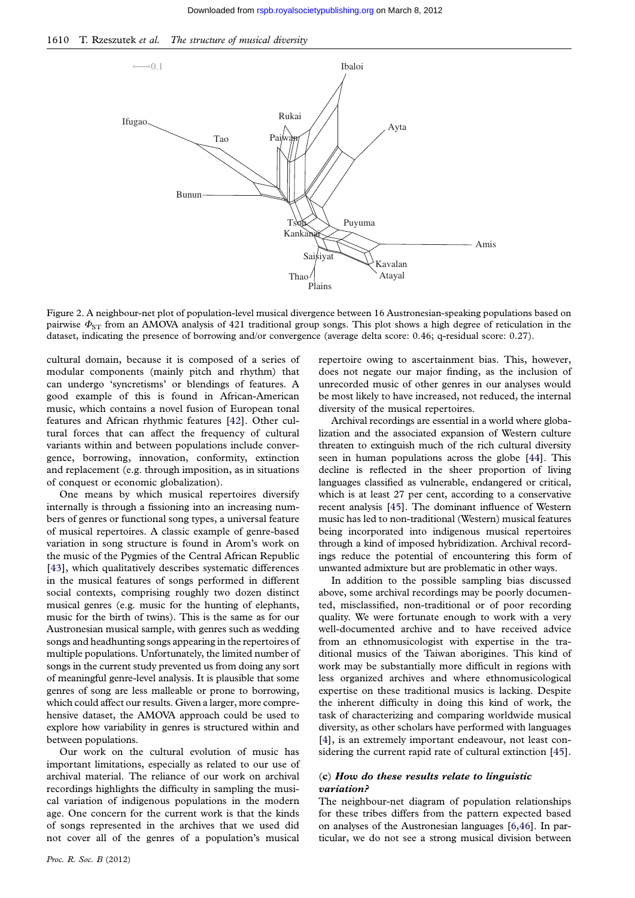0.1

Ibaloi

Ifugao

Rukai

Ayta

Tao

Paiwan

Bunun

Tsou

Puyuma

Kankanai

Amis

Saisiyat

Kavalan

Thao

Atayal

Plains

Figure 2. A neighbour-net plot of population-level musical divergence between 16 Austronesian-speaking populations based on pairwise $\Phi_{ST}$ from an AMOVA analysis of 421 traditional group songs. This plot shows a high degree of reticulation in the dataset, indicating the presence of borrowing and/or convergence (average delta score: 0.46; q-residual score: 0.27).

cultural domain, because it is composed of a series of modular components (mainly pitch and rhythm) that can undergo 'syncretisms' or blendings of features. A good example of this is found in African-American music, which contains a novel fusion of European tonal features and African rhythmic features [42]. Other cultural forces that can affect the frequency of cultural variants within and between populations include convergence, borrowing, innovation, conformity, extinction and replacement (e.g. through imposition, as in situations of conquest or economic globalization).

One means by which musical repertoires diversify internally is through a fissioning into an increasing numbers of genres or functional song types, a universal feature of musical repertoires. A classic example of genre-based variation in song structure is found in Arom's work on the music of the Pygmies of the Central African Republic [43], which qualitatively describes systematic differences in the musical features of songs performed in different social contexts, comprising roughly two dozen distinct musical genres (e.g. music for the hunting of elephants, music for the birth of twins). This is the same as for our Austronesian musical sample, with genres such as wedding songs and headhunting songs appearing in the repertoires of multiple populations. Unfortunately, the limited number of songs in the current study prevented us from doing any sort of meaningful genre-level analysis. It is plausible that some genres of song are less malleable or prone to borrowing, which could affect our results. Given a larger, more comprehensive dataset, the AMOVA approach could be used to explore how variability in genres is structured within and between populations.

Our work on the cultural evolution of music has important limitations, especially as related to our use of archival material. The reliance of our work on archival recordings highlights the difficulty in sampling the musical variation of indigenous populations in the modern age. One concern for the current work is that the kinds of songs represented in the archives that we used did not cover all of the genres of a population's musical repertoire owing to ascertainment bias. This, however, does not negate our major finding, as the inclusion of unrecorded music of other genres in our analyses would be most likely to have increased, not reduced, the internal diversity of the musical repertoires.

Archival recordings are essential in a world where globalization and the associated expansion of Western culture threaten to extinguish much of the rich cultural diversity seen in human populations across the globe [44]. This decline is reflected in the sheer proportion of living languages classified as vulnerable, endangered or critical, which is at least 27 per cent, according to a conservative recent analysis [45]. The dominant influence of Western music has led to non-traditional (Western) musical features being incorporated into indigenous musical repertoires through a kind of imposed hybridization. Archival recordings reduce the potential of encountering this form of unwanted admixture but are problematic in other ways.

In addition to the possible sampling bias discussed above, some archival recordings may be poorly documented, misclassified, non-traditional or of poor recording quality. We were fortunate enough to work with a very well-documented archive and to have received advice from an ethnomusicologist with expertise in the traditional musics of the Taiwan aborigines. This kind of work may be substantially more difficult in regions with less organized archives and where ethnomusicological expertise on these traditional musics is lacking. Despite the inherent difficulty in doing this kind of work, the task of characterizing and comparing worldwide musical diversity, as other scholars have performed with languages [4], is an extremely important endeavour, not least considering the current rapid rate of cultural extinction [45].

### (c) *How do these results relate to linguistic variation?*

The neighbour-net diagram of population relationships for these tribes differs from the pattern expected based on analyses of the Austronesian languages [6,46]. In particular, we do not see a strong musical division between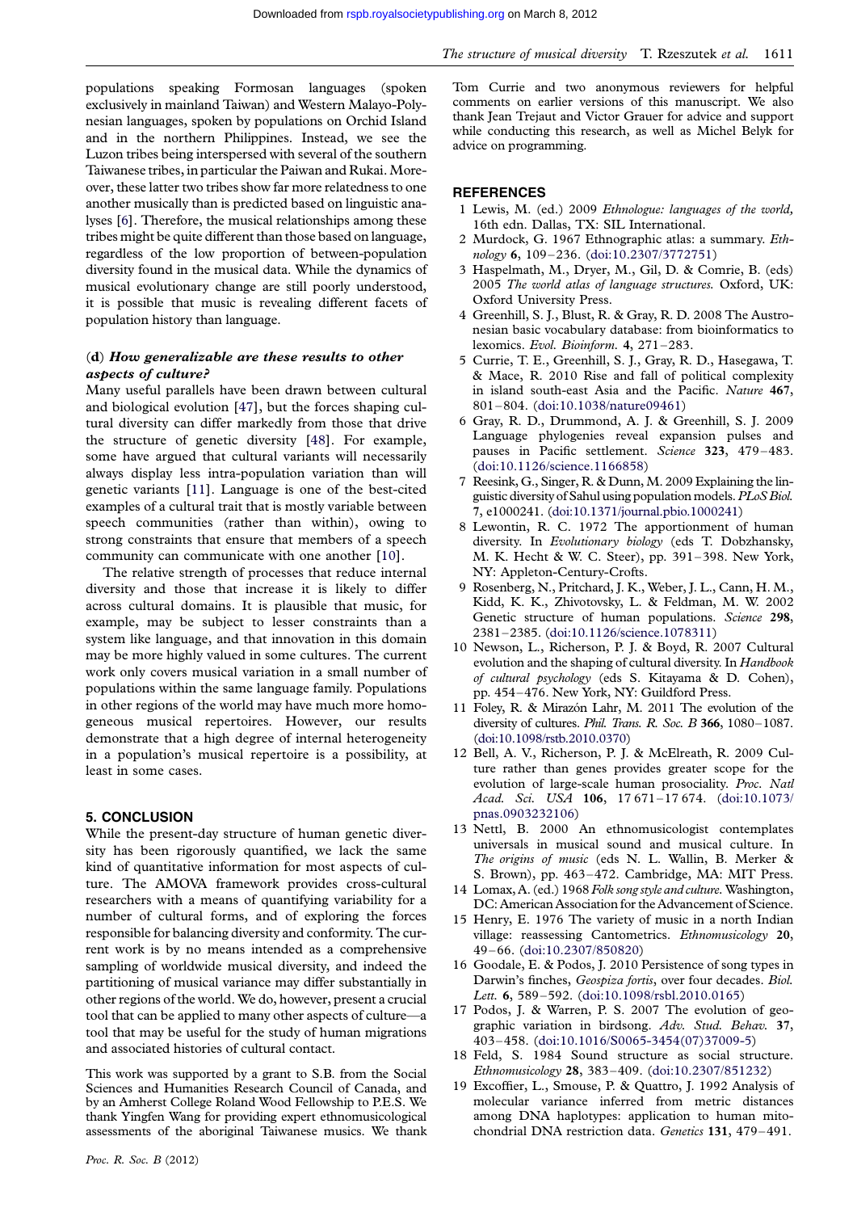populations speaking Formosan languages (spoken exclusively in mainland Taiwan) and Western Malayo-Polynesian languages, spoken by populations on Orchid Island and in the northern Philippines. Instead, we see the Luzon tribes being interspersed with several of the southern Taiwanese tribes, in particular the Paiwan and Rukai. Moreover, these latter two tribes show far more relatedness to one another musically than is predicted based on linguistic analyses [6]. Therefore, the musical relationships among these tribes might be quite different than those based on language, regardless of the low proportion of between-population diversity found in the musical data. While the dynamics of musical evolutionary change are still poorly understood, it is possible that music is revealing different facets of population history than language.

### (d) *How generalizable are these results to other aspects of culture?*

Many useful parallels have been drawn between cultural and biological evolution [47], but the forces shaping cultural diversity can differ markedly from those that drive the structure of genetic diversity [48]. For example, some have argued that cultural variants will necessarily always display less intra-population variation than will genetic variants [11]. Language is one of the best-cited examples of a cultural trait that is mostly variable between speech communities (rather than within), owing to strong constraints that ensure that members of a speech community can communicate with one another [10].

The relative strength of processes that reduce internal diversity and those that increase it is likely to differ across cultural domains. It is plausible that music, for example, may be subject to lesser constraints than a system like language, and that innovation in this domain may be more highly valued in some cultures. The current work only covers musical variation in a small number of populations within the same language family. Populations in other regions of the world may have much more homogeneous musical repertoires. However, our results demonstrate that a high degree of internal heterogeneity in a population's musical repertoire is a possibility, at least in some cases.

## 5. CONCLUSION

While the present-day structure of human genetic diversity has been rigorously quantified, we lack the same kind of quantitative information for most aspects of culture. The AMOVA framework provides cross-cultural researchers with a means of quantifying variability for a number of cultural forms, and of exploring the forces responsible for balancing diversity and conformity. The current work is by no means intended as a comprehensive sampling of worldwide musical diversity, and indeed the partitioning of musical variance may differ substantially in other regions of the world. We do, however, present a crucial tool that can be applied to many other aspects of culture—a tool that may be useful for the study of human migrations and associated histories of cultural contact.

This work was supported by a grant to S.B. from the Social Sciences and Humanities Research Council of Canada, and by an Amherst College Roland Wood Fellowship to P.E.S. We thank Yingfen Wang for providing expert ethnomusicological assessments of the aboriginal Taiwanese musics. We thank Tom Currie and two anonymous reviewers for helpful comments on earlier versions of this manuscript. We also thank Jean Trejaut and Victor Grauer for advice and support while conducting this research, as well as Michel Belyk for advice on programming.

## REFERENCES

1. Lewis, M. (ed.) 2009 *Ethnologue: languages of the world*, 16th edn. Dallas, TX: SIL International.
2. Murdock, G. 1967 Ethnographic atlas: a summary. *Ethnology* **6**, 109–236. (doi:10.2307/3772751)
3. Haspelmath, M., Dryer, M., Gil, D. & Comrie, B. (eds) 2005 *The world atlas of language structures*. Oxford, UK: Oxford University Press.
4. Greenhill, S. J., Blust, R. & Gray, R. D. 2008 The Austronesian basic vocabulary database: from bioinformatics to lexomics. *Evol. Bioinform.* **4**, 271–283.
5. Currie, T. E., Greenhill, S. J., Gray, R. D., Hasegawa, T. & Mace, R. 2010 Rise and fall of political complexity in island south-east Asia and the Pacific. *Nature* **467**, 801–804. (doi:10.1038/nature09461)
6. Gray, R. D., Drummond, A. J. & Greenhill, S. J. 2009 Language phylogenies reveal expansion pulses and pauses in Pacific settlement. *Science* **323**, 479–483. (doi:10.1126/science.1166858)
7. Reesink, G., Singer, R. & Dunn, M. 2009 Explaining the linguistic diversity of Sahul using population models. *PLoS Biol.* **7**, e1000241. (doi:10.1371/journal.pbio.1000241)
8. Lewontin, R. C. 1972 The apportionment of human diversity. In *Evolutionary biology* (eds T. Dobzhansky, M. K. Hecht & W. C. Steer), pp. 391–398. New York, NY: Appleton-Century-Crofts.
9. Rosenberg, N., Pritchard, J. K., Weber, J. L., Cann, H. M., Kidd, K. K., Zhivotovsky, L. & Feldman, M. W. 2002 Genetic structure of human populations. *Science* **298**, 2381–2385. (doi:10.1126/science.1078311)
10. Newson, L., Richerson, P. J. & Boyd, R. 2007 Cultural evolution and the shaping of cultural diversity. In *Handbook of cultural psychology* (eds S. Kitayama & D. Cohen), pp. 454–476. New York, NY: Guildford Press.
11. Foley, R. & Mirazón Lahr, M. 2011 The evolution of the diversity of cultures. *Phil. Trans. R. Soc. B* **366**, 1080–1087. (doi:10.1098/rstb.2010.0370)
12. Bell, A. V., Richerson, P. J. & McElreath, R. 2009 Culture rather than genes provides greater scope for the evolution of large-scale human prosociality. *Proc. Natl Acad. Sci. USA* **106**, 17 671–17 674. (doi:10.1073/pnas.0903232106)
13. Nettl, B. 2000 An ethnomusicologist contemplates universals in musical sound and musical culture. In *The origins of music* (eds N. L. Wallin, B. Merker & S. Brown), pp. 463–472. Cambridge, MA: MIT Press.
14. Lomax, A. (ed.) 1968 *Folk song style and culture*. Washington, DC: American Association for the Advancement of Science.
15. Henry, E. 1976 The variety of music in a north Indian village: reassessing Cantometrics. *Ethnomusicology* **20**, 49–66. (doi:10.2307/850820)
16. Goodale, E. & Podos, J. 2010 Persistence of song types in Darwin's finches, *Geospiza fortis*, over four decades. *Biol. Lett.* **6**, 589–592. (doi:10.1098/rsbl.2010.0165)
17. Podos, J. & Warren, P. S. 2007 The evolution of geographic variation in birdsong. *Adv. Stud. Behav.* **37**, 403–458. (doi:10.1016/S0065-3454(07)37009-5)
18. Feld, S. 1984 Sound structure as social structure. *Ethnomusicology* **28**, 383–409. (doi:10.2307/851232)
19. Excoffier, L., Smouse, P. & Quattro, J. 1992 Analysis of molecular variance inferred from metric distances among DNA haplotypes: application to human mitochondrial DNA restriction data. *Genetics* **131**, 479–491.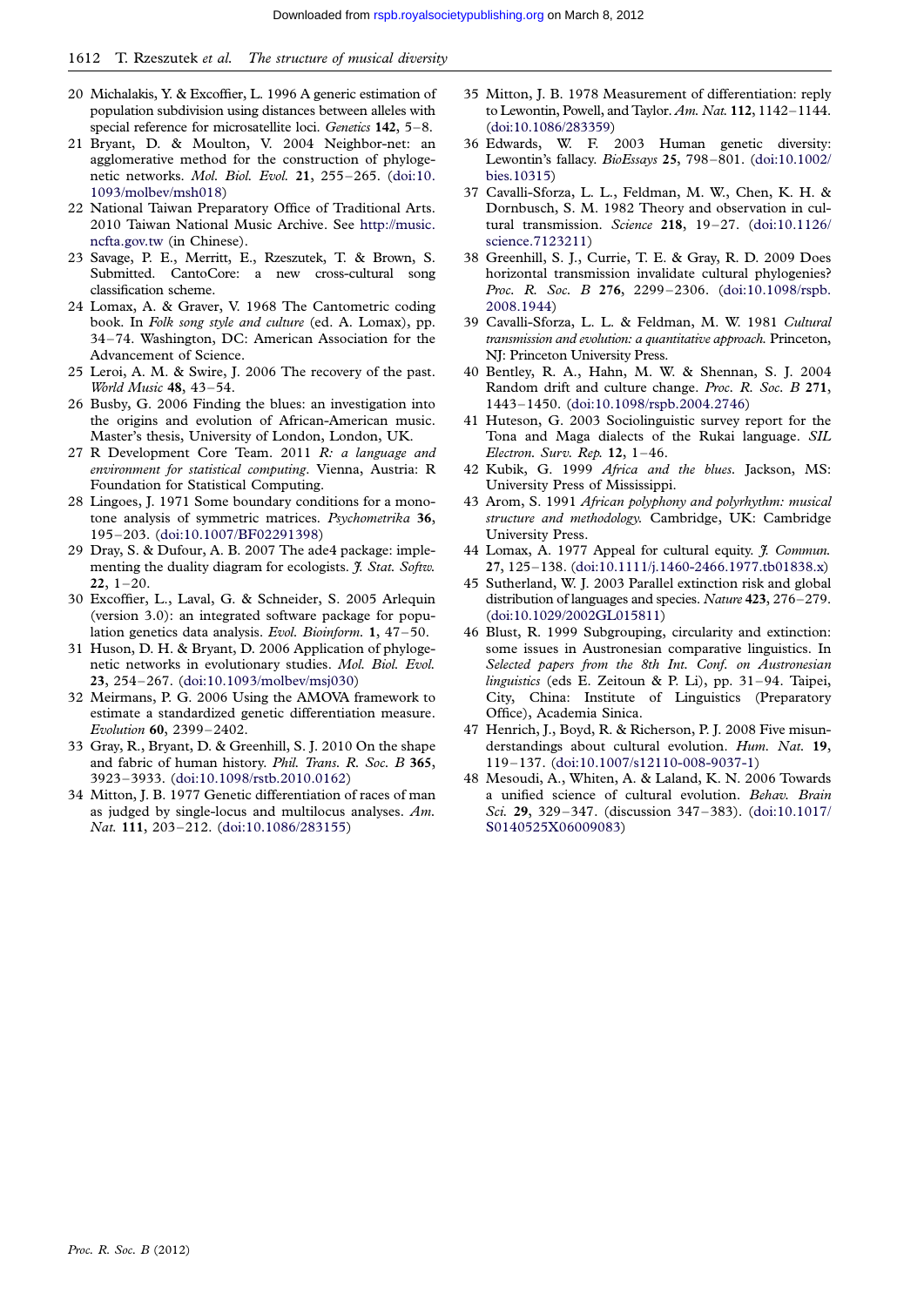20 Michalakis, Y. & Excoffier, L. 1996 A generic estimation of population subdivision using distances between alleles with special reference for microsatellite loci. *Genetics* **142**, 5–8.

21 Bryant, D. & Moulton, V. 2004 Neighbor-net: an agglomerative method for the construction of phylogenetic networks. *Mol. Biol. Evol.* **21**, 255–265. (doi:10.1093/molbev/msh018)

22 National Taiwan Preparatory Office of Traditional Arts. 2010 Taiwan National Music Archive. See http://music.ncfta.gov.tw (in Chinese).

23 Savage, P. E., Merritt, E., Rzeszutek, T. & Brown, S. Submitted. CantoCore: a new cross-cultural song classification scheme.

24 Lomax, A. & Graver, V. 1968 The Cantometric coding book. In *Folk song style and culture* (ed. A. Lomax), pp. 34–74. Washington, DC: American Association for the Advancement of Science.

25 Leroi, A. M. & Swire, J. 2006 The recovery of the past. *World Music* **48**, 43–54.

26 Busby, G. 2006 Finding the blues: an investigation into the origins and evolution of African-American music. Master's thesis, University of London, London, UK.

27 R Development Core Team. 2011 *R: a language and environment for statistical computing*. Vienna, Austria: R Foundation for Statistical Computing.

28 Lingoes, J. 1971 Some boundary conditions for a monotone analysis of symmetric matrices. *Psychometrika* **36**, 195–203. (doi:10.1007/BF02291398)

29 Dray, S. & Dufour, A. B. 2007 The ade4 package: implementing the duality diagram for ecologists. *J. Stat. Softw.* **22**, 1–20.

30 Excoffier, L., Laval, G. & Schneider, S. 2005 Arlequin (version 3.0): an integrated software package for population genetics data analysis. *Evol. Bioinform.* **1**, 47–50.

31 Huson, D. H. & Bryant, D. 2006 Application of phylogenetic networks in evolutionary studies. *Mol. Biol. Evol.* **23**, 254–267. (doi:10.1093/molbev/msj030)

32 Meirmans, P. G. 2006 Using the AMOVA framework to estimate a standardized genetic differentiation measure. *Evolution* **60**, 2399–2402.

33 Gray, R., Bryant, D. & Greenhill, S. J. 2010 On the shape and fabric of human history. *Phil. Trans. R. Soc. B* **365**, 3923–3933. (doi:10.1098/rstb.2010.0162)

34 Mitton, J. B. 1977 Genetic differentiation of races of man as judged by single-locus and multilocus analyses. *Am. Nat.* **111**, 203–212. (doi:10.1086/283155)

35 Mitton, J. B. 1978 Measurement of differentiation: reply to Lewontin, Powell, and Taylor. *Am. Nat.* **112**, 1142–1144. (doi:10.1086/283359)

36 Edwards, W. F. 2003 Human genetic diversity: Lewontin's fallacy. *BioEssays* **25**, 798–801. (doi:10.1002/bies.10315)

37 Cavalli-Sforza, L. L., Feldman, M. W., Chen, K. H. & Dornbusch, S. M. 1982 Theory and observation in cultural transmission. *Science* **218**, 19–27. (doi:10.1126/science.7123211)

38 Greenhill, S. J., Currie, T. E. & Gray, R. D. 2009 Does horizontal transmission invalidate cultural phylogenies? *Proc. R. Soc. B* **276**, 2299–2306. (doi:10.1098/rspb.2008.1944)

39 Cavalli-Sforza, L. L. & Feldman, M. W. 1981 *Cultural transmission and evolution: a quantitative approach*. Princeton, NJ: Princeton University Press.

40 Bentley, R. A., Hahn, M. W. & Shennan, S. J. 2004 Random drift and culture change. *Proc. R. Soc. B* **271**, 1443–1450. (doi:10.1098/rspb.2004.2746)

41 Huteson, G. 2003 Sociolinguistic survey report for the Tona and Maga dialects of the Rukai language. *SIL Electron. Surv. Rep.* **12**, 1–46.

42 Kubik, G. 1999 *Africa and the blues*. Jackson, MS: University Press of Mississippi.

43 Arom, S. 1991 *African polyphony and polyrhythm: musical structure and methodology*. Cambridge, UK: Cambridge University Press.

44 Lomax, A. 1977 Appeal for cultural equity. *J. Commun.* **27**, 125–138. (doi:10.1111/j.1460-2466.1977.tb01838.x)

45 Sutherland, W. J. 2003 Parallel extinction risk and global distribution of languages and species. *Nature* **423**, 276–279. (doi:10.1029/2002GL015811)

46 Blust, R. 1999 Subgrouping, circularity and extinction: some issues in Austronesian comparative linguistics. In *Selected papers from the 8th Int. Conf. on Austronesian linguistics* (eds E. Zeitoun & P. Li), pp. 31–94. Taipei, City, China: Institute of Linguistics (Preparatory Office), Academia Sinica.

47 Henrich, J., Boyd, R. & Richerson, P. J. 2008 Five misunderstandings about cultural evolution. *Hum. Nat.* **19**, 119–137. (doi:10.1007/s12110-008-9037-1)

48 Mesoudi, A., Whiten, A. & Laland, K. N. 2006 Towards a unified science of cultural evolution. *Behav. Brain Sci.* **29**, 329–347. (discussion 347–383). (doi:10.1017/S0140525X06009083)